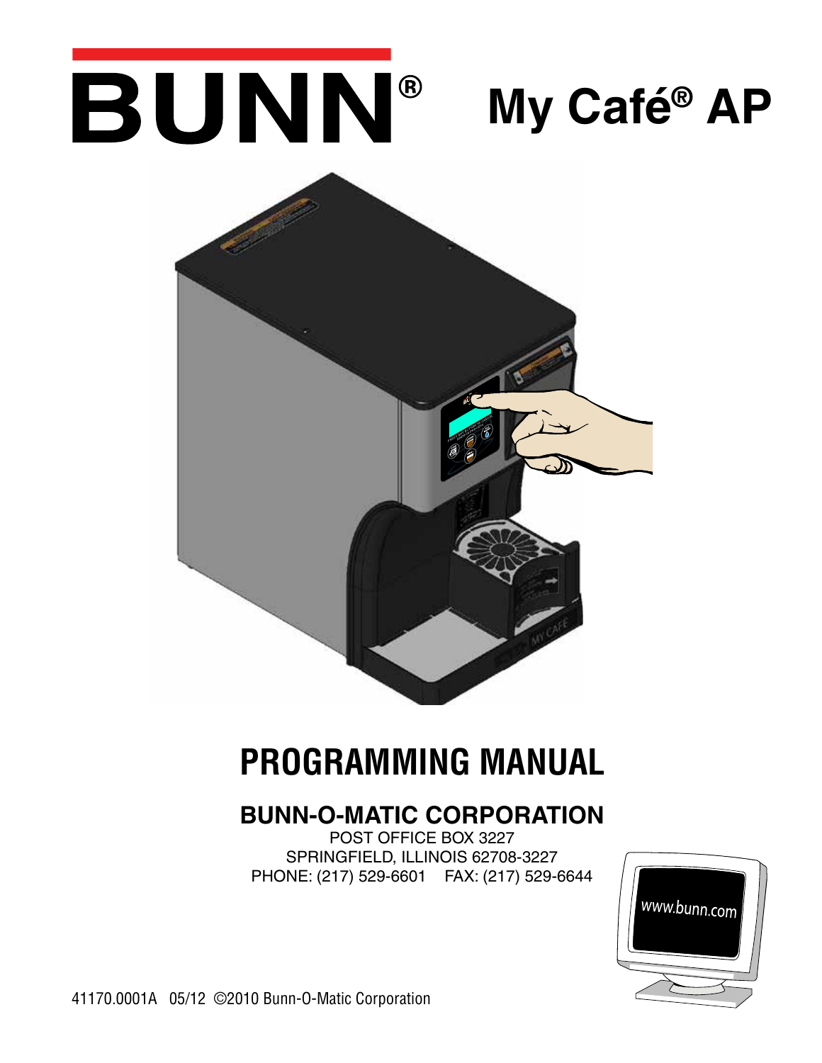# BUNN®

# My Café® AP

# PROGRAMMING MANUAL

## BUNN-O-MATIC CORPORATION

POST OFFICE BOX 3227
SPRINGFIELD, ILLINOIS 62708-3227
PHONE: (217) 529-6601 FAX: (217) 529-6644

www.bunn.com

41170.0001A 05/12 ©2010 Bunn-O-Matic Corporation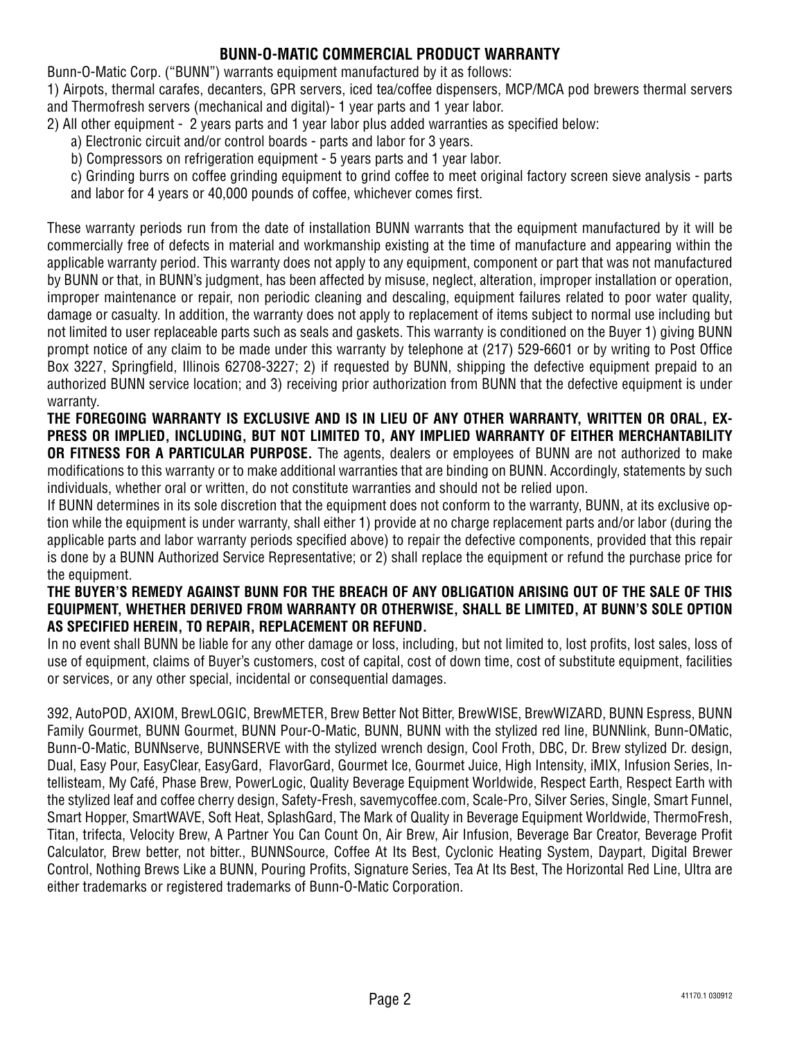## BUNN-O-MATIC COMMERCIAL PRODUCT WARRANTY

Bunn-O-Matic Corp. ("BUNN") warrants equipment manufactured by it as follows:

1) Airpots, thermal carafes, decanters, GPR servers, iced tea/coffee dispensers, MCP/MCA pod brewers thermal servers and Thermofresh servers (mechanical and digital)- 1 year parts and 1 year labor.

2) All other equipment - 2 years parts and 1 year labor plus added warranties as specified below:

   a) Electronic circuit and/or control boards - parts and labor for 3 years.

   b) Compressors on refrigeration equipment - 5 years parts and 1 year labor.

   c) Grinding burrs on coffee grinding equipment to grind coffee to meet original factory screen sieve analysis - parts and labor for 4 years or 40,000 pounds of coffee, whichever comes first.

These warranty periods run from the date of installation BUNN warrants that the equipment manufactured by it will be commercially free of defects in material and workmanship existing at the time of manufacture and appearing within the applicable warranty period. This warranty does not apply to any equipment, component or part that was not manufactured by BUNN or that, in BUNN's judgment, has been affected by misuse, neglect, alteration, improper installation or operation, improper maintenance or repair, non periodic cleaning and descaling, equipment failures related to poor water quality, damage or casualty. In addition, the warranty does not apply to replacement of items subject to normal use including but not limited to user replaceable parts such as seals and gaskets. This warranty is conditioned on the Buyer 1) giving BUNN prompt notice of any claim to be made under this warranty by telephone at (217) 529-6601 or by writing to Post Office Box 3227, Springfield, Illinois 62708-3227; 2) if requested by BUNN, shipping the defective equipment prepaid to an authorized BUNN service location; and 3) receiving prior authorization from BUNN that the defective equipment is under warranty.

**THE FOREGOING WARRANTY IS EXCLUSIVE AND IS IN LIEU OF ANY OTHER WARRANTY, WRITTEN OR ORAL, EXPRESS OR IMPLIED, INCLUDING, BUT NOT LIMITED TO, ANY IMPLIED WARRANTY OF EITHER MERCHANTABILITY OR FITNESS FOR A PARTICULAR PURPOSE.** The agents, dealers or employees of BUNN are not authorized to make modifications to this warranty or to make additional warranties that are binding on BUNN. Accordingly, statements by such individuals, whether oral or written, do not constitute warranties and should not be relied upon.

If BUNN determines in its sole discretion that the equipment does not conform to the warranty, BUNN, at its exclusive option while the equipment is under warranty, shall either 1) provide at no charge replacement parts and/or labor (during the applicable parts and labor warranty periods specified above) to repair the defective components, provided that this repair is done by a BUNN Authorized Service Representative; or 2) shall replace the equipment or refund the purchase price for the equipment.

**THE BUYER'S REMEDY AGAINST BUNN FOR THE BREACH OF ANY OBLIGATION ARISING OUT OF THE SALE OF THIS EQUIPMENT, WHETHER DERIVED FROM WARRANTY OR OTHERWISE, SHALL BE LIMITED, AT BUNN'S SOLE OPTION AS SPECIFIED HEREIN, TO REPAIR, REPLACEMENT OR REFUND.**

In no event shall BUNN be liable for any other damage or loss, including, but not limited to, lost profits, lost sales, loss of use of equipment, claims of Buyer's customers, cost of capital, cost of down time, cost of substitute equipment, facilities or services, or any other special, incidental or consequential damages.

392, AutoPOD, AXIOM, BrewLOGIC, BrewMETER, Brew Better Not Bitter, BrewWISE, BrewWIZARD, BUNN Espress, BUNN Family Gourmet, BUNN Gourmet, BUNN Pour-O-Matic, BUNN, BUNN with the stylized red line, BUNNlink, Bunn-OMatic, Bunn-O-Matic, BUNNserve, BUNNSERVE with the stylized wrench design, Cool Froth, DBC, Dr. Brew stylized Dr. design, Dual, Easy Pour, EasyClear, EasyGard, FlavorGard, Gourmet Ice, Gourmet Juice, High Intensity, iMIX, Infusion Series, Intellisteam, My Café, Phase Brew, PowerLogic, Quality Beverage Equipment Worldwide, Respect Earth, Respect Earth with the stylized leaf and coffee cherry design, Safety-Fresh, savemycoffee.com, Scale-Pro, Silver Series, Single, Smart Funnel, Smart Hopper, SmartWAVE, Soft Heat, SplashGard, The Mark of Quality in Beverage Equipment Worldwide, ThermoFresh, Titan, trifecta, Velocity Brew, A Partner You Can Count On, Air Brew, Air Infusion, Beverage Bar Creator, Beverage Profit Calculator, Brew better, not bitter., BUNNSource, Coffee At Its Best, Cyclonic Heating System, Daypart, Digital Brewer Control, Nothing Brews Like a BUNN, Pouring Profits, Signature Series, Tea At Its Best, The Horizontal Red Line, Ultra are either trademarks or registered trademarks of Bunn-O-Matic Corporation.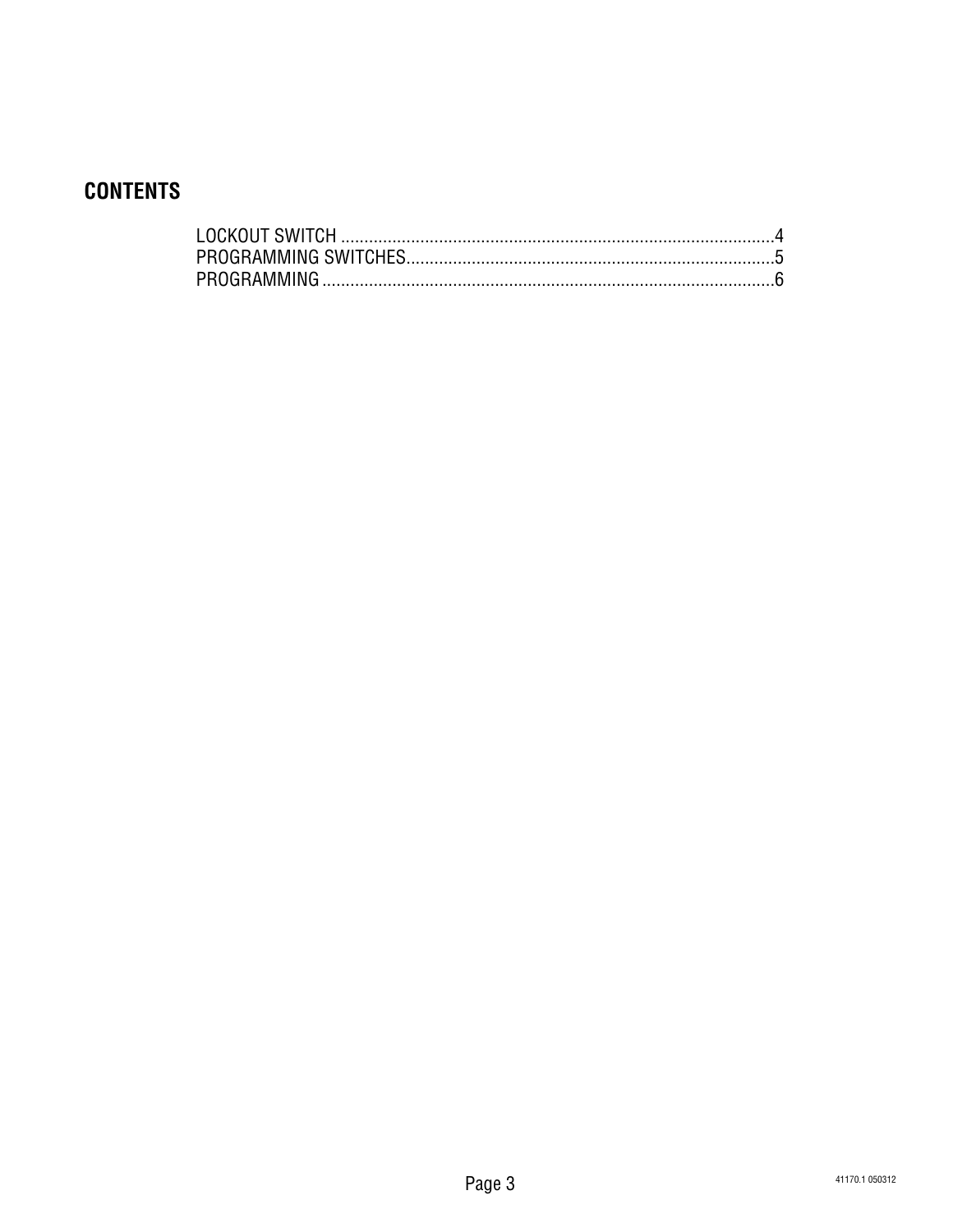## CONTENTS

LOCKOUT SWITCH ..........................................................................................4
PROGRAMMING SWITCHES............................................................................5
PROGRAMMING ...............................................................................................6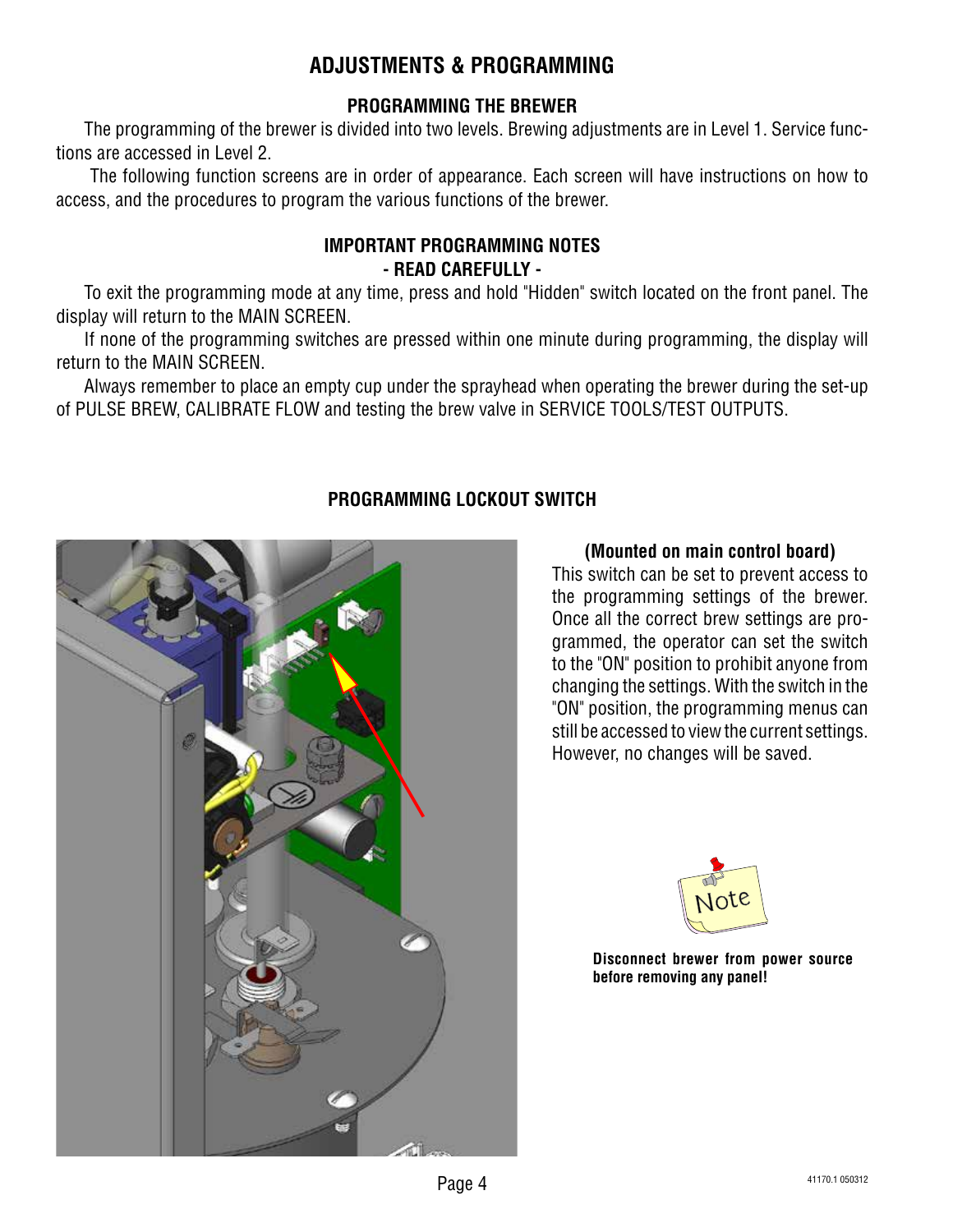# ADJUSTMENTS & PROGRAMMING

## PROGRAMMING THE BREWER

The programming of the brewer is divided into two levels. Brewing adjustments are in Level 1. Service functions are accessed in Level 2.

The following function screens are in order of appearance. Each screen will have instructions on how to access, and the procedures to program the various functions of the brewer.

## IMPORTANT PROGRAMMING NOTES
## - READ CAREFULLY -

To exit the programming mode at any time, press and hold "Hidden" switch located on the front panel. The display will return to the MAIN SCREEN.

If none of the programming switches are pressed within one minute during programming, the display will return to the MAIN SCREEN.

Always remember to place an empty cup under the sprayhead when operating the brewer during the set-up of PULSE BREW, CALIBRATE FLOW and testing the brew valve in SERVICE TOOLS/TEST OUTPUTS.

## PROGRAMMING LOCKOUT SWITCH

**(Mounted on main control board)**

This switch can be set to prevent access to the programming settings of the brewer. Once all the correct brew settings are programmed, the operator can set the switch to the "ON" position to prohibit anyone from changing the settings. With the switch in the "ON" position, the programming menus can still be accessed to view the current settings. However, no changes will be saved.

Note

**Disconnect brewer from power source before removing any panel!**

41170.1 050312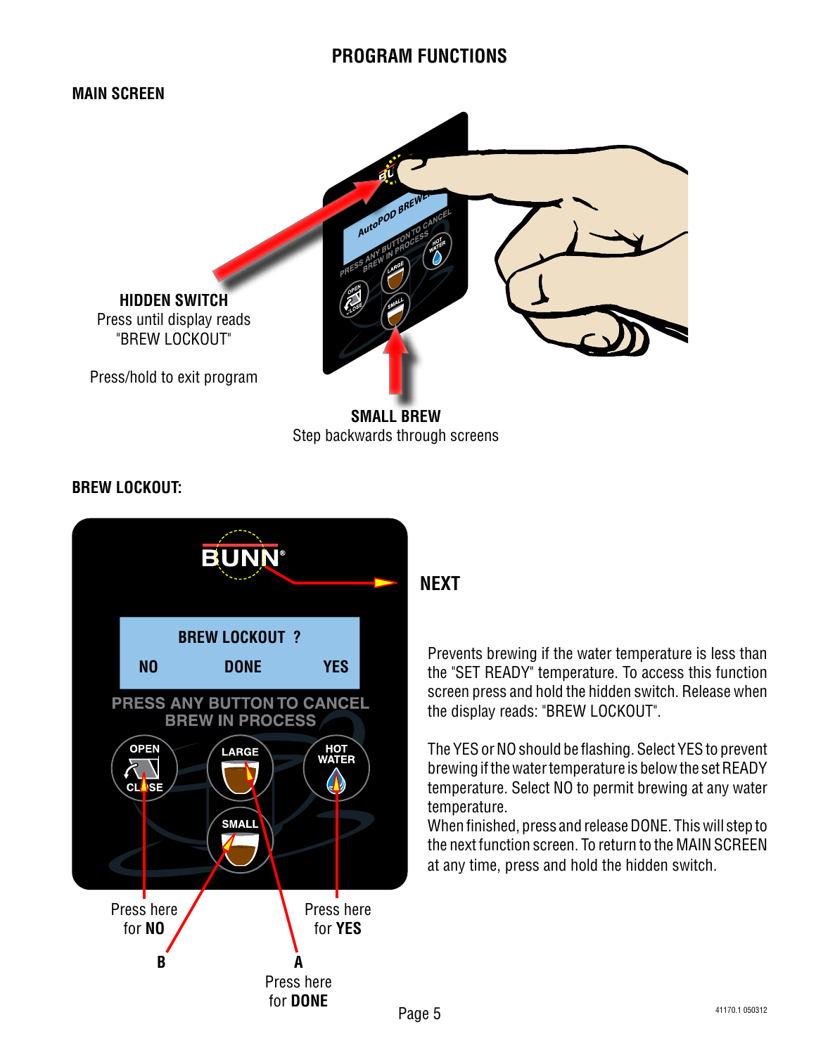# PROGRAM FUNCTIONS

## MAIN SCREEN

**HIDDEN SWITCH**
Press until display reads "BREW LOCKOUT"

Press/hold to exit program

**SMALL BREW**
Step backwards through screens

## BREW LOCKOUT:

BREW LOCKOUT ?

NO DONE YES

Press here for **NO**

Press here for **YES**

**B**

**A**
Press here for **DONE**

**NEXT**

Prevents brewing if the water temperature is less than the "SET READY" temperature. To access this function screen press and hold the hidden switch. Release when the display reads: "BREW LOCKOUT".

The YES or NO should be flashing. Select YES to prevent brewing if the water temperature is below the set READY temperature. Select NO to permit brewing at any water temperature.
When finished, press and release DONE. This will step to the next function screen. To return to the MAIN SCREEN at any time, press and hold the hidden switch.

41170.1 050312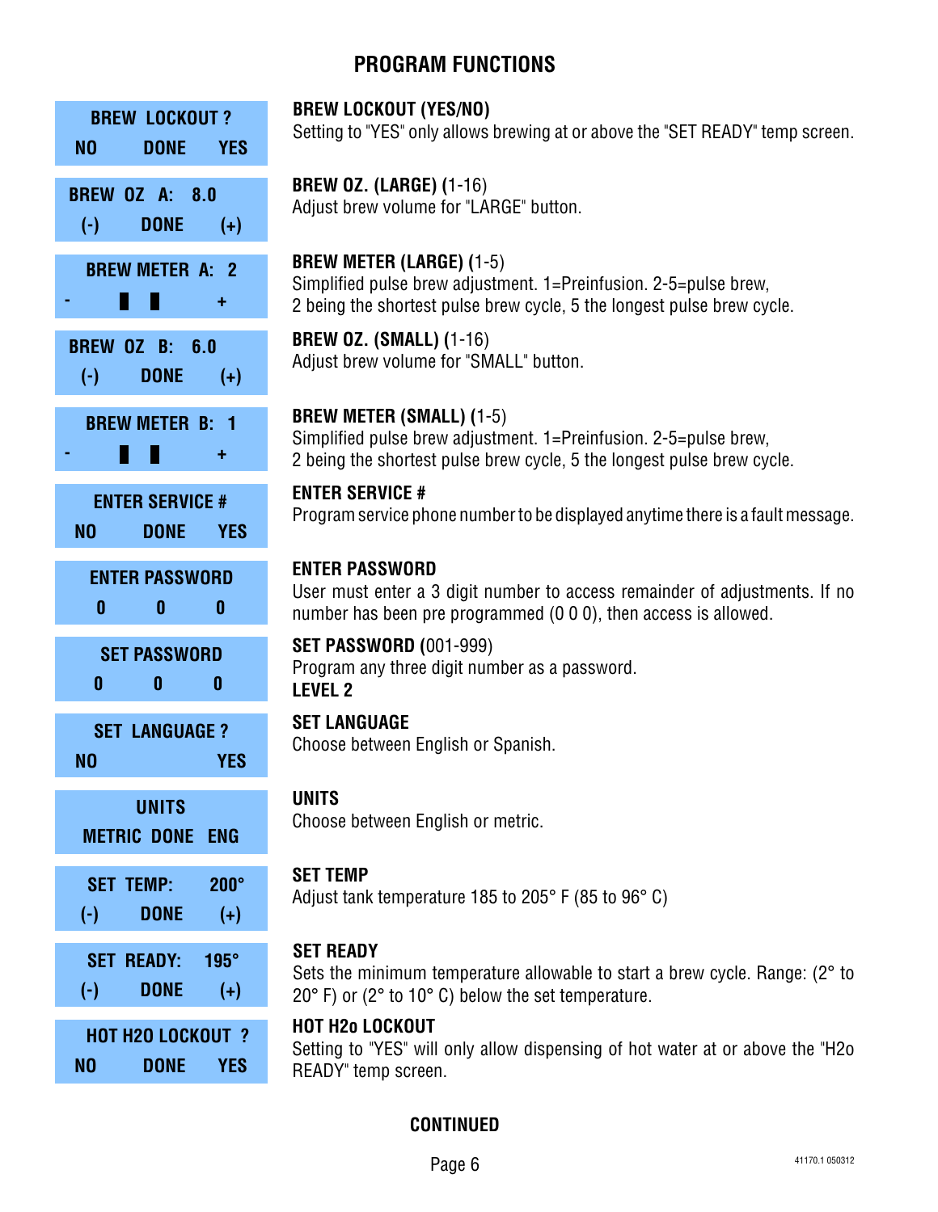# PROGRAM FUNCTIONS

| Display | Description |
|---|---|
| BREW LOCKOUT ? <br> NO DONE YES | **BREW LOCKOUT (YES/NO)** <br> Setting to "YES" only allows brewing at or above the "SET READY" temp screen. |
| BREW OZ A: 8.0 <br> (-) DONE (+) | **BREW OZ. (LARGE) (**1-16) <br> Adjust brew volume for "LARGE" button. |
| BREW METER A: 2 <br> - ▮ ▮ + | **BREW METER (LARGE) (**1-5) <br> Simplified pulse brew adjustment. 1=Preinfusion. 2-5=pulse brew, 2 being the shortest pulse brew cycle, 5 the longest pulse brew cycle. |
| BREW OZ B: 6.0 <br> (-) DONE (+) | **BREW OZ. (SMALL) (**1-16) <br> Adjust brew volume for "SMALL" button. |
| BREW METER B: 1 <br> - ▮ ▮ + | **BREW METER (SMALL) (**1-5) <br> Simplified pulse brew adjustment. 1=Preinfusion. 2-5=pulse brew, 2 being the shortest pulse brew cycle, 5 the longest pulse brew cycle. |
| ENTER SERVICE # <br> NO DONE YES | **ENTER SERVICE #** <br> Program service phone number to be displayed anytime there is a fault message. |
| ENTER PASSWORD <br> 0 0 0 | **ENTER PASSWORD** <br> User must enter a 3 digit number to access remainder of adjustments. If no number has been pre programmed (0 0 0), then access is allowed. |
| SET PASSWORD <br> 0 0 0 | **SET PASSWORD (**001-999) <br> Program any three digit number as a password. <br> **LEVEL 2** |
| SET LANGUAGE ? <br> NO YES | **SET LANGUAGE** <br> Choose between English or Spanish. |
| UNITS <br> METRIC DONE ENG | **UNITS** <br> Choose between English or metric. |
| SET TEMP: 200° <br> (-) DONE (+) | **SET TEMP** <br> Adjust tank temperature 185 to 205° F (85 to 96° C) |
| SET READY: 195° <br> (-) DONE (+) | **SET READY** <br> Sets the minimum temperature allowable to start a brew cycle. Range: (2° to 20° F) or (2° to 10° C) below the set temperature. |
| HOT H2O LOCKOUT ? <br> NO DONE YES | **HOT H2o LOCKOUT** <br> Setting to "YES" will only allow dispensing of hot water at or above the "H2o READY" temp screen. |

**CONTINUED**

41170.1 050312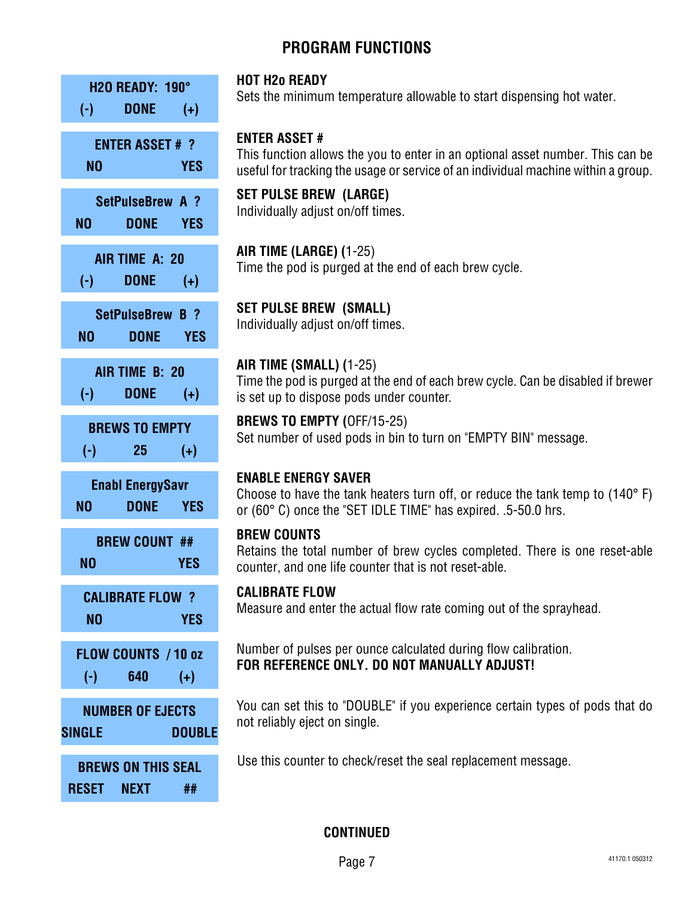# PROGRAM FUNCTIONS

| Display | Description |
|---|---|
| H2O READY: 190° <br> (-) DONE (+) | **HOT H2o READY** <br> Sets the minimum temperature allowable to start dispensing hot water. |
| ENTER ASSET # ? <br> NO YES | **ENTER ASSET #** <br> This function allows the you to enter in an optional asset number. This can be useful for tracking the usage or service of an individual machine within a group. |
| SetPulseBrew A ? <br> NO DONE YES | **SET PULSE BREW (LARGE)** <br> Individually adjust on/off times. |
| AIR TIME A: 20 <br> (-) DONE (+) | **AIR TIME (LARGE) (**1-25) <br> Time the pod is purged at the end of each brew cycle. |
| SetPulseBrew B ? <br> NO DONE YES | **SET PULSE BREW (SMALL)** <br> Individually adjust on/off times. |
| AIR TIME B: 20 <br> (-) DONE (+) | **AIR TIME (SMALL) (**1-25) <br> Time the pod is purged at the end of each brew cycle. Can be disabled if brewer is set up to dispose pods under counter. |
| BREWS TO EMPTY <br> (-) 25 (+) | **BREWS TO EMPTY (**OFF/15-25) <br> Set number of used pods in bin to turn on "EMPTY BIN" message. |
| Enabl EnergySavr <br> NO DONE YES | **ENABLE ENERGY SAVER** <br> Choose to have the tank heaters turn off, or reduce the tank temp to (140° F) or (60° C) once the "SET IDLE TIME" has expired. .5-50.0 hrs. |
| BREW COUNT ## <br> NO YES | **BREW COUNTS** <br> Retains the total number of brew cycles completed. There is one reset-able counter, and one life counter that is not reset-able. |
| CALIBRATE FLOW ? <br> NO YES | **CALIBRATE FLOW** <br> Measure and enter the actual flow rate coming out of the sprayhead. |
| FLOW COUNTS / 10 oz <br> (-) 640 (+) | Number of pulses per ounce calculated during flow calibration. <br> **FOR REFERENCE ONLY. DO NOT MANUALLY ADJUST!** |
| NUMBER OF EJECTS <br> SINGLE DOUBLE | You can set this to "DOUBLE" if you experience certain types of pods that do not reliably eject on single. |
| BREWS ON THIS SEAL <br> RESET NEXT ## | Use this counter to check/reset the seal replacement message. |

**CONTINUED**

41170.1 050312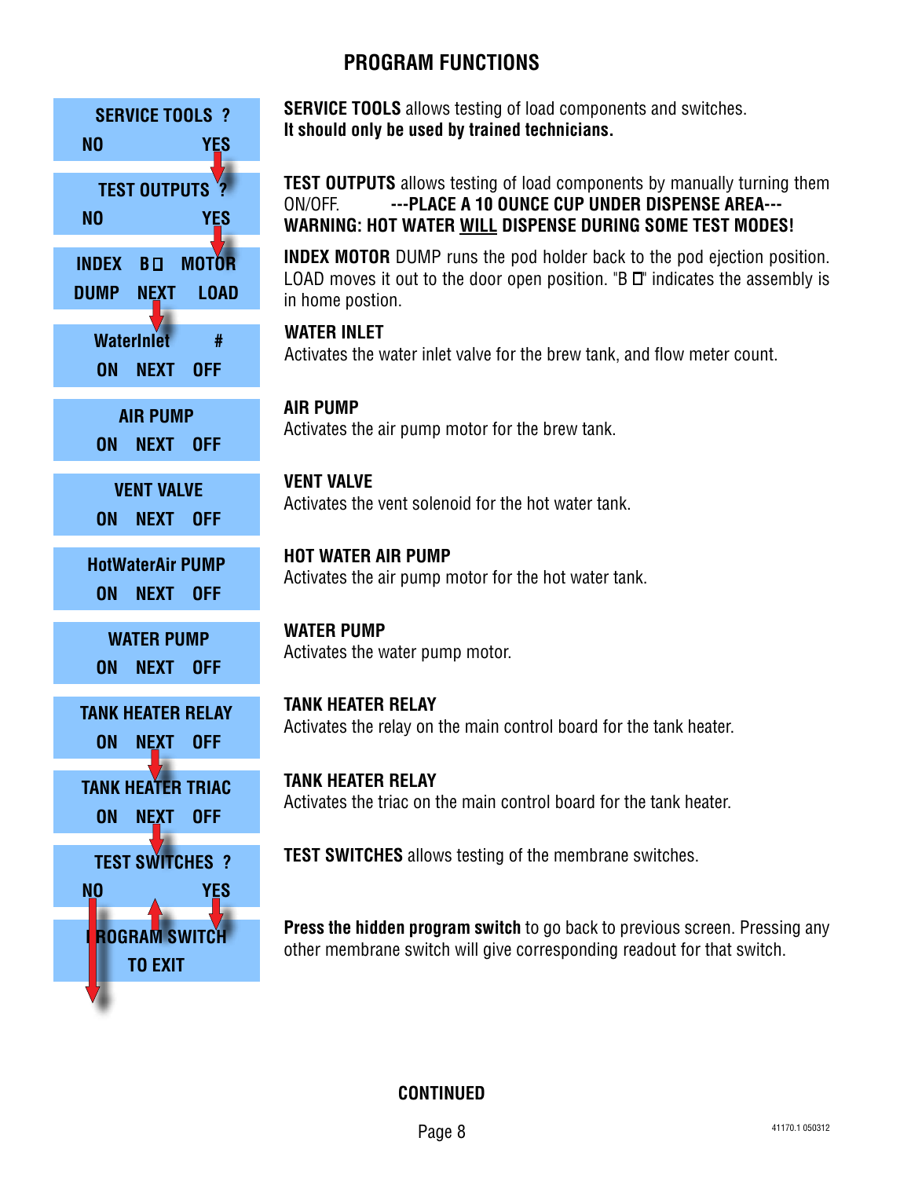# PROGRAM FUNCTIONS

| Display | Description |
|---|---|
| SERVICE TOOLS ?<br>NO YES | **SERVICE TOOLS** allows testing of load components and switches.<br>**It should only be used by trained technicians.** |
| TEST OUTPUTS ?<br>NO YES | **TEST OUTPUTS** allows testing of load components by manually turning them ON/OFF. **---PLACE A 10 OUNCE CUP UNDER DISPENSE AREA---**<br>**WARNING: HOT WATER WILL DISPENSE DURING SOME TEST MODES!** |
| INDEX B ☐ MOTOR<br>DUMP NEXT LOAD | **INDEX MOTOR** DUMP runs the pod holder back to the pod ejection position. LOAD moves it out to the door open position. "B ☐" indicates the assembly is in home postion. |
| WaterInlet #<br>ON NEXT OFF | **WATER INLET**<br>Activates the water inlet valve for the brew tank, and flow meter count. |
| AIR PUMP<br>ON NEXT OFF | **AIR PUMP**<br>Activates the air pump motor for the brew tank. |
| VENT VALVE<br>ON NEXT OFF | **VENT VALVE**<br>Activates the vent solenoid for the hot water tank. |
| HotWaterAir PUMP<br>ON NEXT OFF | **HOT WATER AIR PUMP**<br>Activates the air pump motor for the hot water tank. |
| WATER PUMP<br>ON NEXT OFF | **WATER PUMP**<br>Activates the water pump motor. |
| TANK HEATER RELAY<br>ON NEXT OFF | **TANK HEATER RELAY**<br>Activates the relay on the main control board for the tank heater. |
| TANK HEATER TRIAC<br>ON NEXT OFF | **TANK HEATER RELAY**<br>Activates the triac on the main control board for the tank heater. |
| TEST SWITCHES ?<br>NO YES | **TEST SWITCHES** allows testing of the membrane switches. |
| PROGRAM SWITCH<br>TO EXIT | **Press the hidden program switch** to go back to previous screen. Pressing any other membrane switch will give corresponding readout for that switch. |

**CONTINUED**

41170.1 050312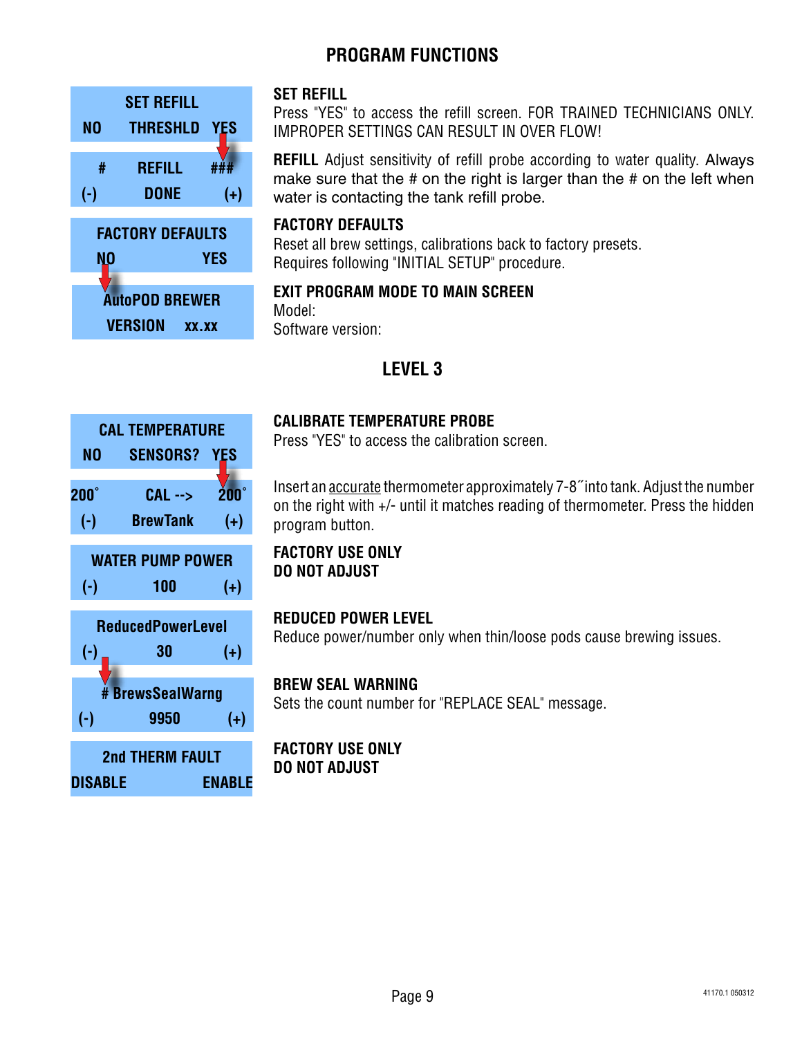# PROGRAM FUNCTIONS

SET REFILL
NO THRESHLD YES

# REFILL ###
(-) DONE (+)

FACTORY DEFAULTS
NO YES

AutoPOD BREWER
VERSION xx.xx

**SET REFILL**
Press "YES" to access the refill screen. FOR TRAINED TECHNICIANS ONLY. IMPROPER SETTINGS CAN RESULT IN OVER FLOW!

**REFILL** Adjust sensitivity of refill probe according to water quality. Always make sure that the # on the right is larger than the # on the left when water is contacting the tank refill probe.

**FACTORY DEFAULTS**
Reset all brew settings, calibrations back to factory presets.
Requires following "INITIAL SETUP" procedure.

**EXIT PROGRAM MODE TO MAIN SCREEN**
Model:
Software version:

## LEVEL 3

CAL TEMPERATURE
NO SENSORS? YES

200˚ CAL --> 200˚
(-) BrewTank (+)

WATER PUMP POWER
(-) 100 (+)

ReducedPowerLevel
(-) 30 (+)

# BrewsSealWarng
(-) 9950 (+)

2nd THERM FAULT
DISABLE ENABLE

**CALIBRATE TEMPERATURE PROBE**
Press "YES" to access the calibration screen.

Insert an accurate thermometer approximately 7-8˝ into tank. Adjust the number on the right with +/- until it matches reading of thermometer. Press the hidden program button.

**FACTORY USE ONLY**
**DO NOT ADJUST**

**REDUCED POWER LEVEL**
Reduce power/number only when thin/loose pods cause brewing issues.

**BREW SEAL WARNING**
Sets the count number for "REPLACE SEAL" message.

**FACTORY USE ONLY**
**DO NOT ADJUST**

41170.1 050312